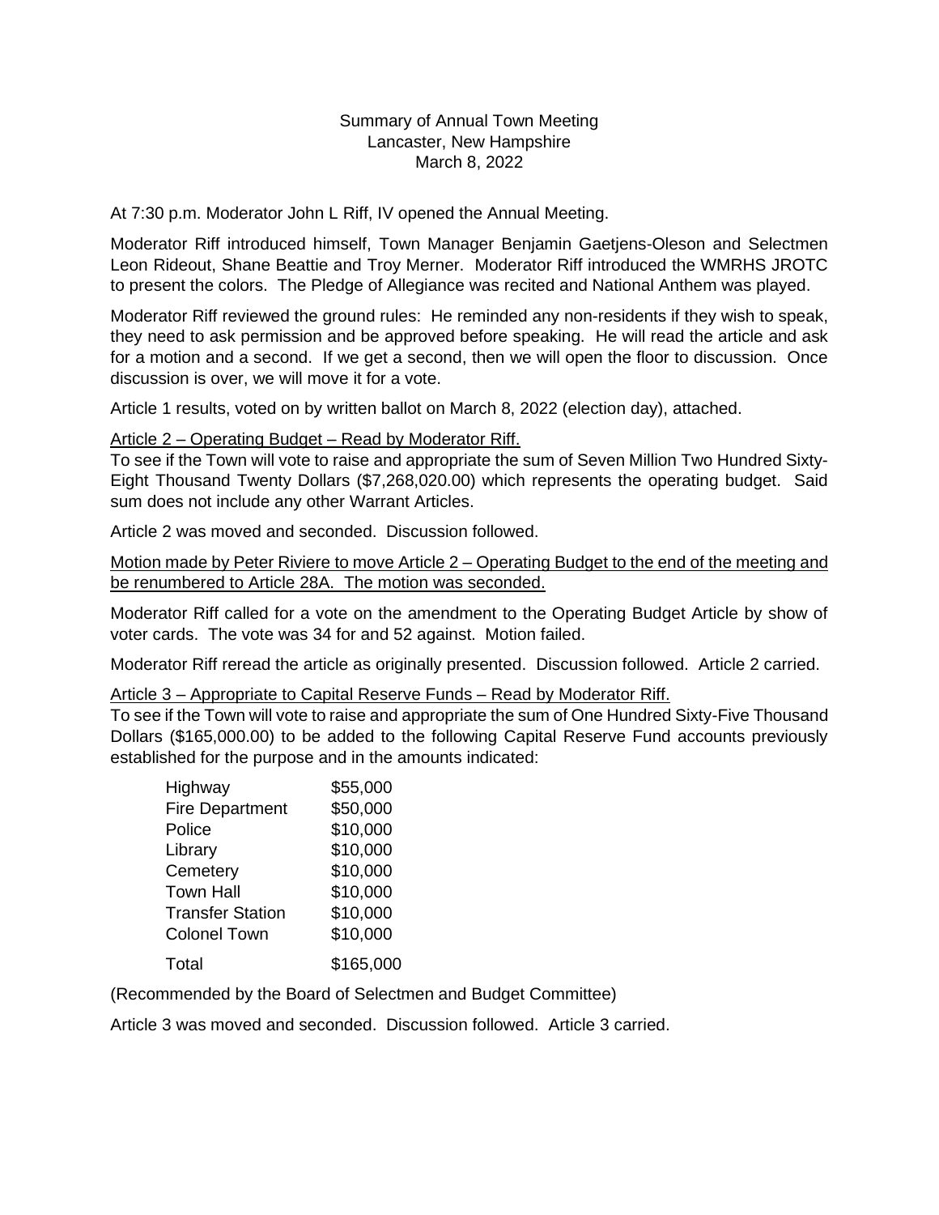# Summary of Annual Town Meeting
## Lancaster, New Hampshire
### March 8, 2022

At 7:30 p.m. Moderator John L Riff, IV opened the Annual Meeting.

Moderator Riff introduced himself, Town Manager Benjamin Gaetjens-Oleson and Selectmen Leon Rideout, Shane Beattie and Troy Merner. Moderator Riff introduced the WMRHS JROTC to present the colors. The Pledge of Allegiance was recited and National Anthem was played.

Moderator Riff reviewed the ground rules: He reminded any non-residents if they wish to speak, they need to ask permission and be approved before speaking. He will read the article and ask for a motion and a second. If we get a second, then we will open the floor to discussion. Once discussion is over, we will move it for a vote.

Article 1 results, voted on by written ballot on March 8, 2022 (election day), attached.

<u>Article 2 – Operating Budget – Read by Moderator Riff.</u>
To see if the Town will vote to raise and appropriate the sum of Seven Million Two Hundred Sixty-Eight Thousand Twenty Dollars ($7,268,020.00) which represents the operating budget. Said sum does not include any other Warrant Articles.

Article 2 was moved and seconded. Discussion followed.

<u>Motion made by Peter Riviere to move Article 2 – Operating Budget to the end of the meeting and be renumbered to Article 28A. The motion was seconded.</u>

Moderator Riff called for a vote on the amendment to the Operating Budget Article by show of voter cards. The vote was 34 for and 52 against. Motion failed.

Moderator Riff reread the article as originally presented. Discussion followed. Article 2 carried.

<u>Article 3 – Appropriate to Capital Reserve Funds – Read by Moderator Riff.</u>
To see if the Town will vote to raise and appropriate the sum of One Hundred Sixty-Five Thousand Dollars ($165,000.00) to be added to the following Capital Reserve Fund accounts previously established for the purpose and in the amounts indicated:

| | |
|---|---|
| Highway | $55,000 |
| Fire Department | $50,000 |
| Police | $10,000 |
| Library | $10,000 |
| Cemetery | $10,000 |
| Town Hall | $10,000 |
| Transfer Station | $10,000 |
| Colonel Town | $10,000 |
| Total | $165,000 |

(Recommended by the Board of Selectmen and Budget Committee)

Article 3 was moved and seconded. Discussion followed. Article 3 carried.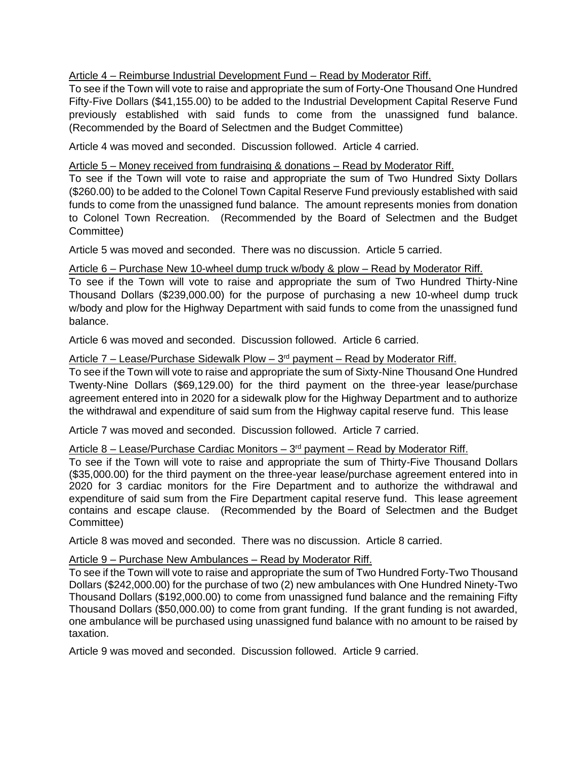Article 4 – Reimburse Industrial Development Fund – Read by Moderator Riff.

To see if the Town will vote to raise and appropriate the sum of Forty-One Thousand One Hundred Fifty-Five Dollars ($41,155.00) to be added to the Industrial Development Capital Reserve Fund previously established with said funds to come from the unassigned fund balance. (Recommended by the Board of Selectmen and the Budget Committee)

Article 4 was moved and seconded. Discussion followed. Article 4 carried.

Article 5 – Money received from fundraising & donations – Read by Moderator Riff.

To see if the Town will vote to raise and appropriate the sum of Two Hundred Sixty Dollars ($260.00) to be added to the Colonel Town Capital Reserve Fund previously established with said funds to come from the unassigned fund balance. The amount represents monies from donation to Colonel Town Recreation. (Recommended by the Board of Selectmen and the Budget Committee)

Article 5 was moved and seconded. There was no discussion. Article 5 carried.

Article 6 – Purchase New 10-wheel dump truck w/body & plow – Read by Moderator Riff.

To see if the Town will vote to raise and appropriate the sum of Two Hundred Thirty-Nine Thousand Dollars ($239,000.00) for the purpose of purchasing a new 10-wheel dump truck w/body and plow for the Highway Department with said funds to come from the unassigned fund balance.

Article 6 was moved and seconded. Discussion followed. Article 6 carried.

Article 7 – Lease/Purchase Sidewalk Plow – 3rd payment – Read by Moderator Riff.

To see if the Town will vote to raise and appropriate the sum of Sixty-Nine Thousand One Hundred Twenty-Nine Dollars ($69,129.00) for the third payment on the three-year lease/purchase agreement entered into in 2020 for a sidewalk plow for the Highway Department and to authorize the withdrawal and expenditure of said sum from the Highway capital reserve fund. This lease

Article 7 was moved and seconded. Discussion followed. Article 7 carried.

Article 8 – Lease/Purchase Cardiac Monitors – 3rd payment – Read by Moderator Riff.

To see if the Town will vote to raise and appropriate the sum of Thirty-Five Thousand Dollars ($35,000.00) for the third payment on the three-year lease/purchase agreement entered into in 2020 for 3 cardiac monitors for the Fire Department and to authorize the withdrawal and expenditure of said sum from the Fire Department capital reserve fund. This lease agreement contains and escape clause. (Recommended by the Board of Selectmen and the Budget Committee)

Article 8 was moved and seconded. There was no discussion. Article 8 carried.

Article 9 – Purchase New Ambulances – Read by Moderator Riff.

To see if the Town will vote to raise and appropriate the sum of Two Hundred Forty-Two Thousand Dollars ($242,000.00) for the purchase of two (2) new ambulances with One Hundred Ninety-Two Thousand Dollars ($192,000.00) to come from unassigned fund balance and the remaining Fifty Thousand Dollars ($50,000.00) to come from grant funding. If the grant funding is not awarded, one ambulance will be purchased using unassigned fund balance with no amount to be raised by taxation.

Article 9 was moved and seconded. Discussion followed. Article 9 carried.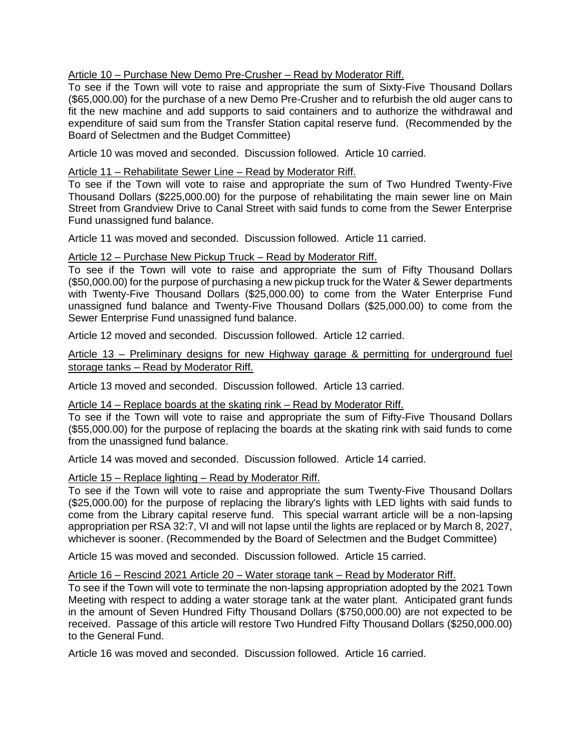<u>Article 10 – Purchase New Demo Pre-Crusher – Read by Moderator Riff.</u>

To see if the Town will vote to raise and appropriate the sum of Sixty-Five Thousand Dollars ($65,000.00) for the purchase of a new Demo Pre-Crusher and to refurbish the old auger cans to fit the new machine and add supports to said containers and to authorize the withdrawal and expenditure of said sum from the Transfer Station capital reserve fund. (Recommended by the Board of Selectmen and the Budget Committee)

Article 10 was moved and seconded. Discussion followed. Article 10 carried.

<u>Article 11 – Rehabilitate Sewer Line – Read by Moderator Riff.</u>

To see if the Town will vote to raise and appropriate the sum of Two Hundred Twenty-Five Thousand Dollars ($225,000.00) for the purpose of rehabilitating the main sewer line on Main Street from Grandview Drive to Canal Street with said funds to come from the Sewer Enterprise Fund unassigned fund balance.

Article 11 was moved and seconded. Discussion followed. Article 11 carried.

<u>Article 12 – Purchase New Pickup Truck – Read by Moderator Riff.</u>

To see if the Town will vote to raise and appropriate the sum of Fifty Thousand Dollars ($50,000.00) for the purpose of purchasing a new pickup truck for the Water & Sewer departments with Twenty-Five Thousand Dollars ($25,000.00) to come from the Water Enterprise Fund unassigned fund balance and Twenty-Five Thousand Dollars ($25,000.00) to come from the Sewer Enterprise Fund unassigned fund balance.

Article 12 moved and seconded. Discussion followed. Article 12 carried.

<u>Article 13 – Preliminary designs for new Highway garage & permitting for underground fuel storage tanks – Read by Moderator Riff.</u>

Article 13 moved and seconded. Discussion followed. Article 13 carried.

<u>Article 14 – Replace boards at the skating rink – Read by Moderator Riff.</u>

To see if the Town will vote to raise and appropriate the sum of Fifty-Five Thousand Dollars ($55,000.00) for the purpose of replacing the boards at the skating rink with said funds to come from the unassigned fund balance.

Article 14 was moved and seconded. Discussion followed. Article 14 carried.

<u>Article 15 – Replace lighting – Read by Moderator Riff.</u>

To see if the Town will vote to raise and appropriate the sum Twenty-Five Thousand Dollars ($25,000.00) for the purpose of replacing the library's lights with LED lights with said funds to come from the Library capital reserve fund. This special warrant article will be a non-lapsing appropriation per RSA 32:7, VI and will not lapse until the lights are replaced or by March 8, 2027, whichever is sooner. (Recommended by the Board of Selectmen and the Budget Committee)

Article 15 was moved and seconded. Discussion followed. Article 15 carried.

<u>Article 16 – Rescind 2021 Article 20 – Water storage tank – Read by Moderator Riff.</u>

To see if the Town will vote to terminate the non-lapsing appropriation adopted by the 2021 Town Meeting with respect to adding a water storage tank at the water plant. Anticipated grant funds in the amount of Seven Hundred Fifty Thousand Dollars ($750,000.00) are not expected to be received. Passage of this article will restore Two Hundred Fifty Thousand Dollars ($250,000.00) to the General Fund.

Article 16 was moved and seconded. Discussion followed. Article 16 carried.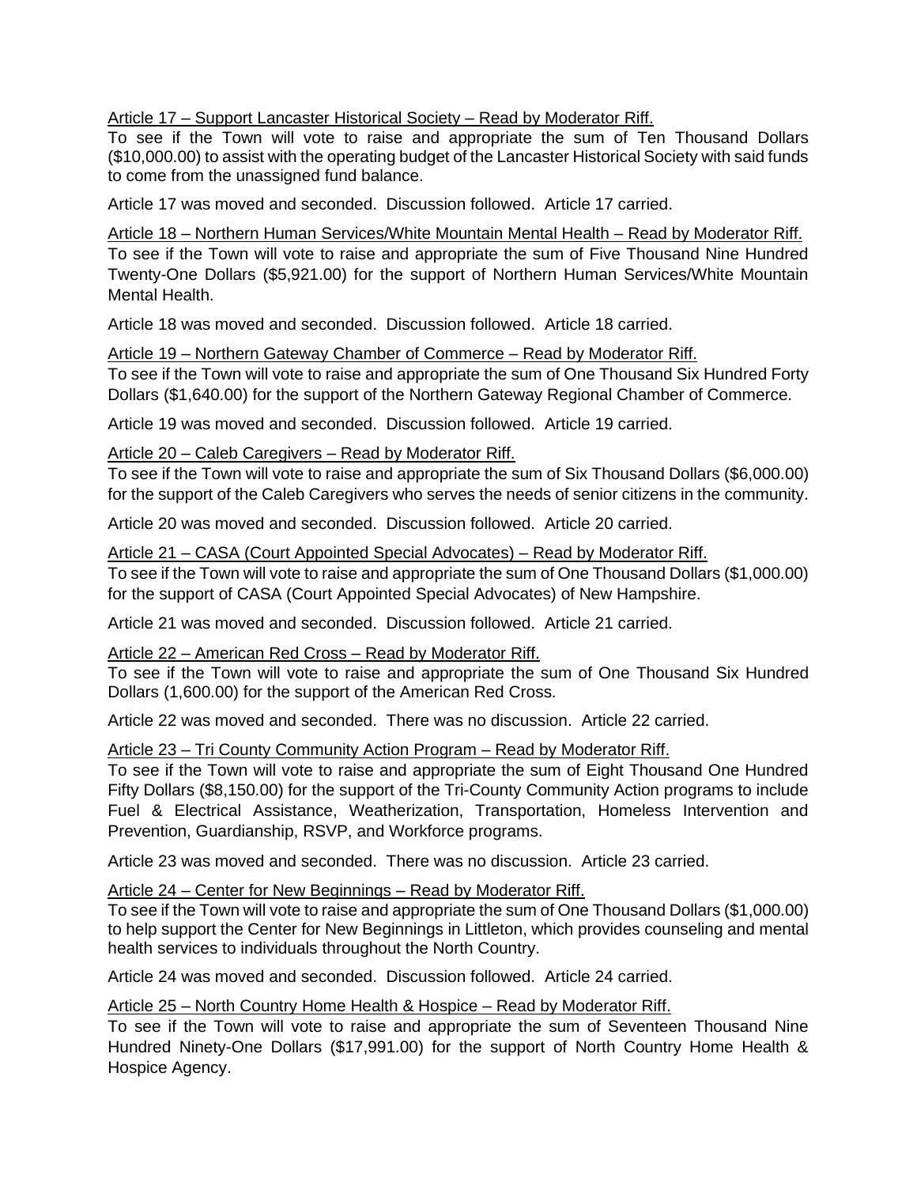<u>Article 17 – Support Lancaster Historical Society – Read by Moderator Riff.</u>
To see if the Town will vote to raise and appropriate the sum of Ten Thousand Dollars ($10,000.00) to assist with the operating budget of the Lancaster Historical Society with said funds to come from the unassigned fund balance.

Article 17 was moved and seconded. Discussion followed. Article 17 carried.

<u>Article 18 – Northern Human Services/White Mountain Mental Health – Read by Moderator Riff.</u>
To see if the Town will vote to raise and appropriate the sum of Five Thousand Nine Hundred Twenty-One Dollars ($5,921.00) for the support of Northern Human Services/White Mountain Mental Health.

Article 18 was moved and seconded. Discussion followed. Article 18 carried.

<u>Article 19 – Northern Gateway Chamber of Commerce – Read by Moderator Riff.</u>
To see if the Town will vote to raise and appropriate the sum of One Thousand Six Hundred Forty Dollars ($1,640.00) for the support of the Northern Gateway Regional Chamber of Commerce.

Article 19 was moved and seconded. Discussion followed. Article 19 carried.

<u>Article 20 – Caleb Caregivers – Read by Moderator Riff.</u>
To see if the Town will vote to raise and appropriate the sum of Six Thousand Dollars ($6,000.00) for the support of the Caleb Caregivers who serves the needs of senior citizens in the community.

Article 20 was moved and seconded. Discussion followed. Article 20 carried.

<u>Article 21 – CASA (Court Appointed Special Advocates) – Read by Moderator Riff.</u>
To see if the Town will vote to raise and appropriate the sum of One Thousand Dollars ($1,000.00) for the support of CASA (Court Appointed Special Advocates) of New Hampshire.

Article 21 was moved and seconded. Discussion followed. Article 21 carried.

<u>Article 22 – American Red Cross – Read by Moderator Riff.</u>
To see if the Town will vote to raise and appropriate the sum of One Thousand Six Hundred Dollars (1,600.00) for the support of the American Red Cross.

Article 22 was moved and seconded. There was no discussion. Article 22 carried.

<u>Article 23 – Tri County Community Action Program – Read by Moderator Riff.</u>
To see if the Town will vote to raise and appropriate the sum of Eight Thousand One Hundred Fifty Dollars ($8,150.00) for the support of the Tri-County Community Action programs to include Fuel & Electrical Assistance, Weatherization, Transportation, Homeless Intervention and Prevention, Guardianship, RSVP, and Workforce programs.

Article 23 was moved and seconded. There was no discussion. Article 23 carried.

<u>Article 24 – Center for New Beginnings – Read by Moderator Riff.</u>
To see if the Town will vote to raise and appropriate the sum of One Thousand Dollars ($1,000.00) to help support the Center for New Beginnings in Littleton, which provides counseling and mental health services to individuals throughout the North Country.

Article 24 was moved and seconded. Discussion followed. Article 24 carried.

<u>Article 25 – North Country Home Health & Hospice – Read by Moderator Riff.</u>
To see if the Town will vote to raise and appropriate the sum of Seventeen Thousand Nine Hundred Ninety-One Dollars ($17,991.00) for the support of North Country Home Health & Hospice Agency.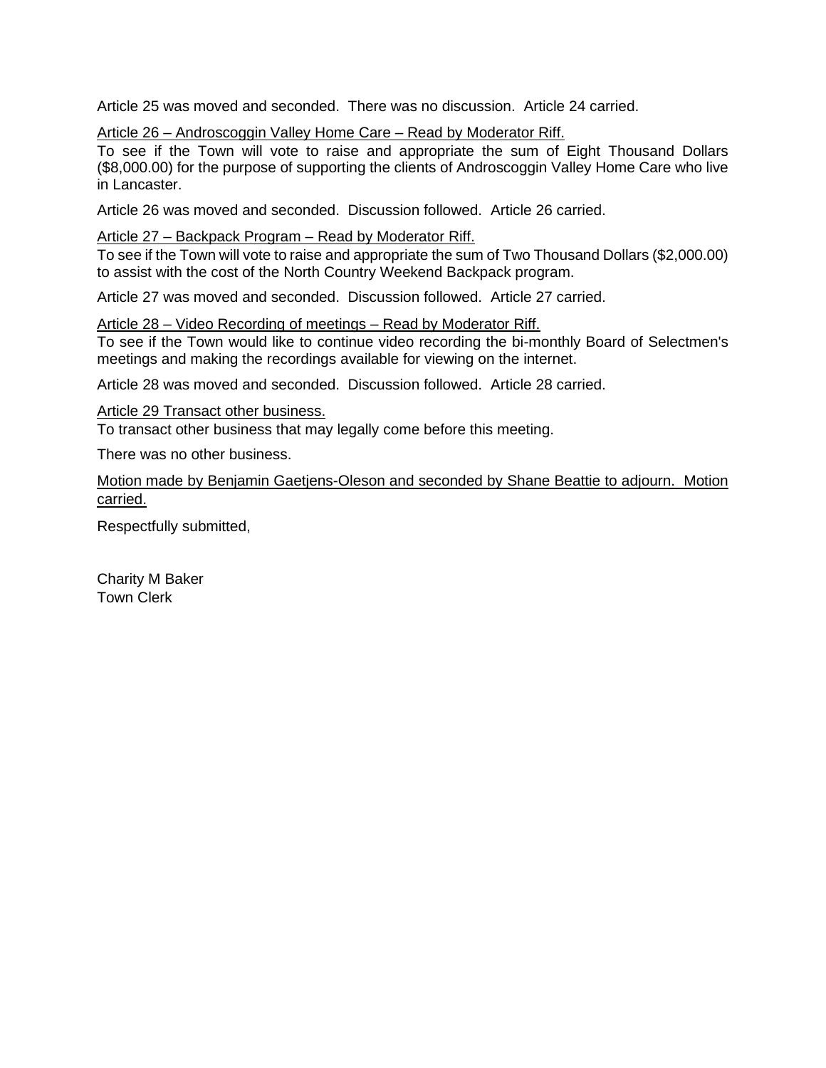Article 25 was moved and seconded. There was no discussion. Article 24 carried.

Article 26 – Androscoggin Valley Home Care – Read by Moderator Riff.

To see if the Town will vote to raise and appropriate the sum of Eight Thousand Dollars ($8,000.00) for the purpose of supporting the clients of Androscoggin Valley Home Care who live in Lancaster.

Article 26 was moved and seconded. Discussion followed. Article 26 carried.

Article 27 – Backpack Program – Read by Moderator Riff.

To see if the Town will vote to raise and appropriate the sum of Two Thousand Dollars ($2,000.00) to assist with the cost of the North Country Weekend Backpack program.

Article 27 was moved and seconded. Discussion followed. Article 27 carried.

Article 28 – Video Recording of meetings – Read by Moderator Riff.

To see if the Town would like to continue video recording the bi-monthly Board of Selectmen's meetings and making the recordings available for viewing on the internet.

Article 28 was moved and seconded. Discussion followed. Article 28 carried.

Article 29 Transact other business.

To transact other business that may legally come before this meeting.

There was no other business.

Motion made by Benjamin Gaetjens-Oleson and seconded by Shane Beattie to adjourn. Motion carried.

Respectfully submitted,

Charity M Baker
Town Clerk